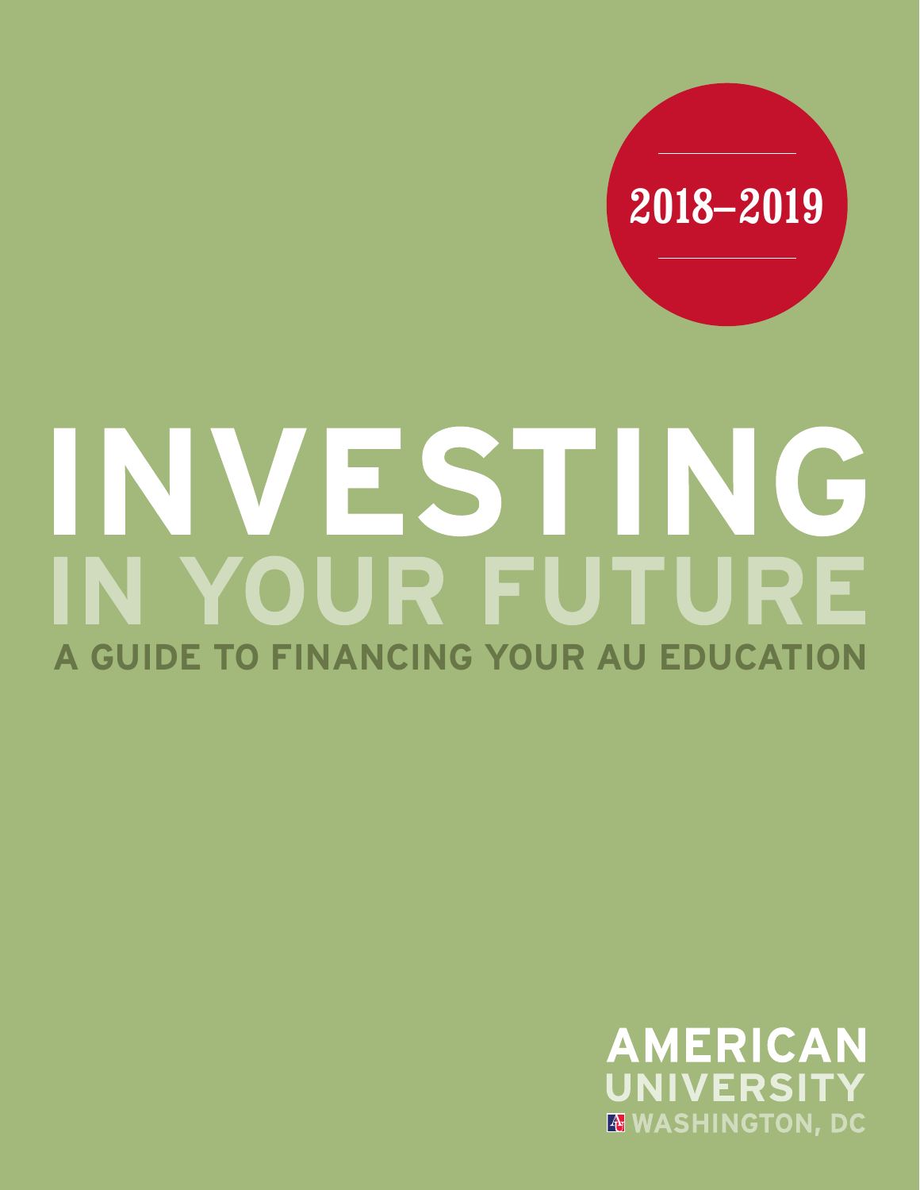2018–2019

# INVESTING IN YOUR FUTURE

## A GUIDE TO FINANCING YOUR AU EDUCATION

AMERICAN UNIVERSITY
WASHINGTON, DC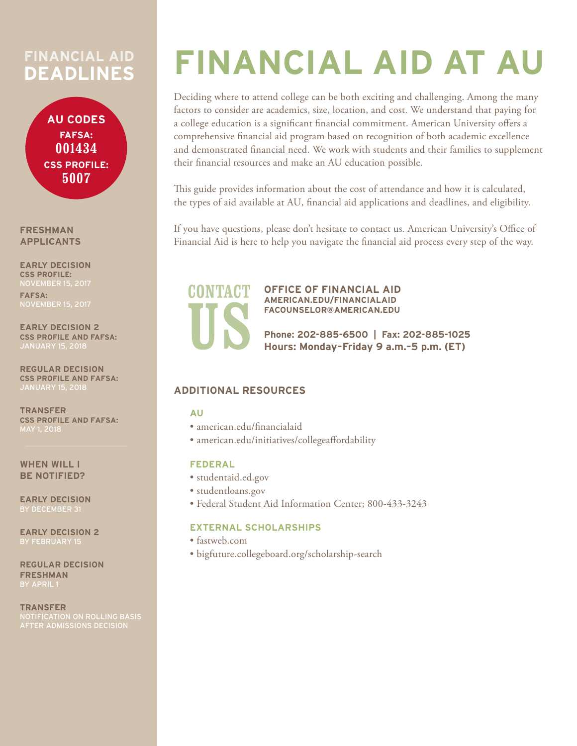# FINANCIAL AID AT AU

Deciding where to attend college can be both exciting and challenging. Among the many factors to consider are academics, size, location, and cost. We understand that paying for a college education is a significant financial commitment. American University offers a comprehensive financial aid program based on recognition of both academic excellence and demonstrated financial need. We work with students and their families to supplement their financial resources and make an AU education possible.

This guide provides information about the cost of attendance and how it is calculated, the types of aid available at AU, financial aid applications and deadlines, and eligibility.

If you have questions, please don't hesitate to contact us. American University's Office of Financial Aid is here to help you navigate the financial aid process every step of the way.

## CONTACT US

**OFFICE OF FINANCIAL AID**
**AMERICAN.EDU/FINANCIALAID**
**FACOUNSELOR@AMERICAN.EDU**

**Phone: 202-885-6500 | Fax: 202-885-1025**
**Hours: Monday–Friday 9 a.m.–5 p.m. (ET)**

## ADDITIONAL RESOURCES

### AU

- american.edu/financialaid
- american.edu/initiatives/collegeaffordability

### FEDERAL

- studentaid.ed.gov
- studentloans.gov
- Federal Student Aid Information Center; 800-433-3243

### EXTERNAL SCHOLARSHIPS

- fastweb.com
- bigfuture.collegeboard.org/scholarship-search

## FINANCIAL AID DEADLINES

**AU CODES**
**FAFSA:** 001434
**CSS PROFILE:** 5007

### FRESHMAN APPLICANTS

**EARLY DECISION**
**CSS PROFILE:**
NOVEMBER 15, 2017
**FAFSA:**
NOVEMBER 15, 2017

**EARLY DECISION 2**
**CSS PROFILE AND FAFSA:**
JANUARY 15, 2018

**REGULAR DECISION**
**CSS PROFILE AND FAFSA:**
JANUARY 15, 2018

**TRANSFER**
**CSS PROFILE AND FAFSA:**
MAY 1, 2018

### WHEN WILL I BE NOTIFIED?

**EARLY DECISION**
BY DECEMBER 31

**EARLY DECISION 2**
BY FEBRUARY 15

**REGULAR DECISION FRESHMAN**
BY APRIL 1

**TRANSFER**
NOTIFICATION ON ROLLING BASIS AFTER ADMISSIONS DECISION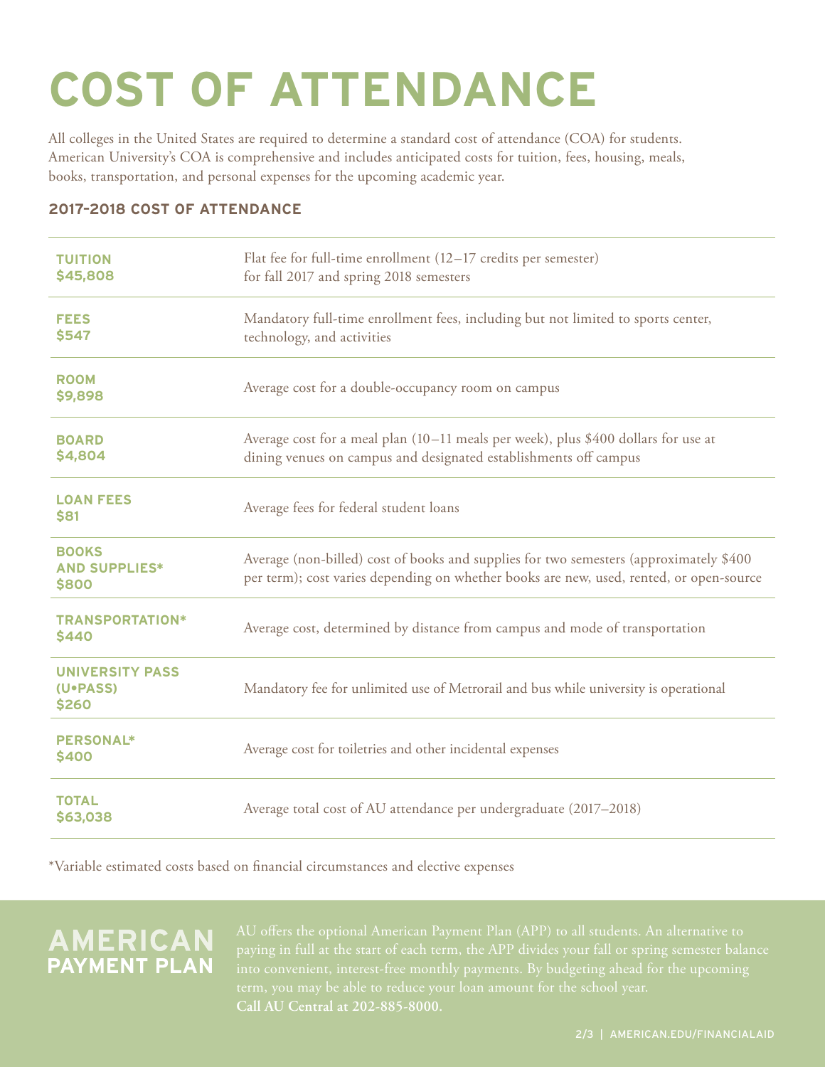# COST OF ATTENDANCE

All colleges in the United States are required to determine a standard cost of attendance (COA) for students. American University's COA is comprehensive and includes anticipated costs for tuition, fees, housing, meals, books, transportation, and personal expenses for the upcoming academic year.

### 2017-2018 COST OF ATTENDANCE

| Item | Description |
|---|---|
| **TUITION** **$45,808** | Flat fee for full-time enrollment (12–17 credits per semester) for fall 2017 and spring 2018 semesters |
| **FEES** **$547** | Mandatory full-time enrollment fees, including but not limited to sports center, technology, and activities |
| **ROOM** **$9,898** | Average cost for a double-occupancy room on campus |
| **BOARD** **$4,804** | Average cost for a meal plan (10–11 meals per week), plus $400 dollars for use at dining venues on campus and designated establishments off campus |
| **LOAN FEES** **$81** | Average fees for federal student loans |
| **BOOKS AND SUPPLIES*** **$800** | Average (non-billed) cost of books and supplies for two semesters (approximately $400 per term); cost varies depending on whether books are new, used, rented, or open-source |
| **TRANSPORTATION*** **$440** | Average cost, determined by distance from campus and mode of transportation |
| **UNIVERSITY PASS (U•PASS)** **$260** | Mandatory fee for unlimited use of Metrorail and bus while university is operational |
| **PERSONAL*** **$400** | Average cost for toiletries and other incidental expenses |
| **TOTAL** **$63,038** | Average total cost of AU attendance per undergraduate (2017–2018) |

*Variable estimated costs based on financial circumstances and elective expenses

## AMERICAN PAYMENT PLAN

AU offers the optional American Payment Plan (APP) to all students. An alternative to paying in full at the start of each term, the APP divides your fall or spring semester balance into convenient, interest-free monthly payments. By budgeting ahead for the upcoming term, you may be able to reduce your loan amount for the school year. **Call AU Central at 202-885-8000.**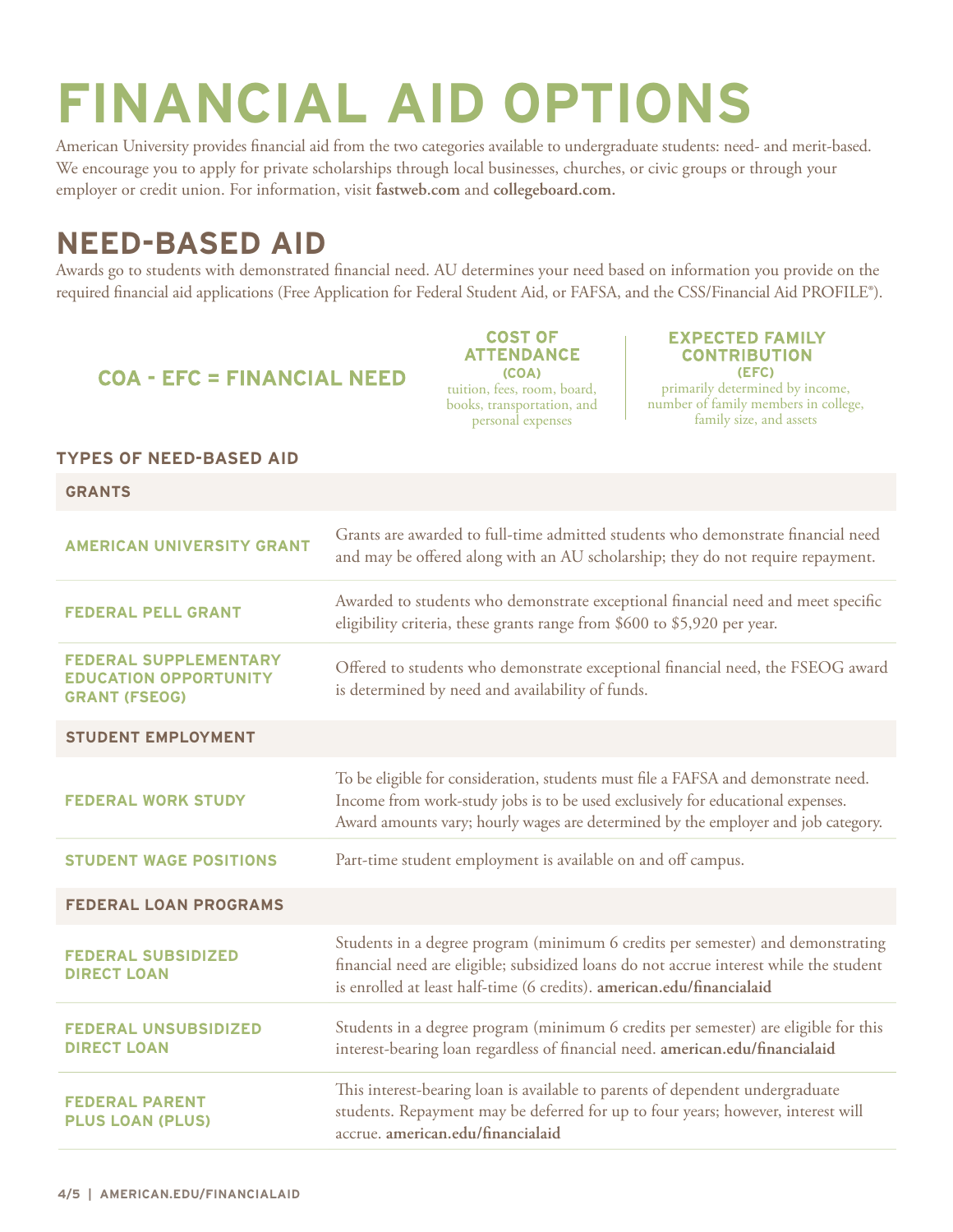# FINANCIAL AID OPTIONS

American University provides financial aid from the two categories available to undergraduate students: need- and merit-based. We encourage you to apply for private scholarships through local businesses, churches, or civic groups or through your employer or credit union. For information, visit **fastweb.com** and **collegeboard.com.**

## NEED-BASED AID

Awards go to students with demonstrated financial need. AU determines your need based on information you provide on the required financial aid applications (Free Application for Federal Student Aid, or FAFSA, and the CSS/Financial Aid PROFILE®).

**COA - EFC = FINANCIAL NEED**

**COST OF ATTENDANCE (COA)**
tuition, fees, room, board, books, transportation, and personal expenses

**EXPECTED FAMILY CONTRIBUTION (EFC)**
primarily determined by income, number of family members in college, family size, and assets

### TYPES OF NEED-BASED AID

| **GRANTS** | |
|---|---|
| **AMERICAN UNIVERSITY GRANT** | Grants are awarded to full-time admitted students who demonstrate financial need and may be offered along with an AU scholarship; they do not require repayment. |
| **FEDERAL PELL GRANT** | Awarded to students who demonstrate exceptional financial need and meet specific eligibility criteria, these grants range from $600 to $5,920 per year. |
| **FEDERAL SUPPLEMENTARY EDUCATION OPPORTUNITY GRANT (FSEOG)** | Offered to students who demonstrate exceptional financial need, the FSEOG award is determined by need and availability of funds. |
| **STUDENT EMPLOYMENT** | |
| **FEDERAL WORK STUDY** | To be eligible for consideration, students must file a FAFSA and demonstrate need. Income from work-study jobs is to be used exclusively for educational expenses. Award amounts vary; hourly wages are determined by the employer and job category. |
| **STUDENT WAGE POSITIONS** | Part-time student employment is available on and off campus. |
| **FEDERAL LOAN PROGRAMS** | |
| **FEDERAL SUBSIDIZED DIRECT LOAN** | Students in a degree program (minimum 6 credits per semester) and demonstrating financial need are eligible; subsidized loans do not accrue interest while the student is enrolled at least half-time (6 credits). **american.edu/financialaid** |
| **FEDERAL UNSUBSIDIZED DIRECT LOAN** | Students in a degree program (minimum 6 credits per semester) are eligible for this interest-bearing loan regardless of financial need. **american.edu/financialaid** |
| **FEDERAL PARENT PLUS LOAN (PLUS)** | This interest-bearing loan is available to parents of dependent undergraduate students. Repayment may be deferred for up to four years; however, interest will accrue. **american.edu/financialaid** |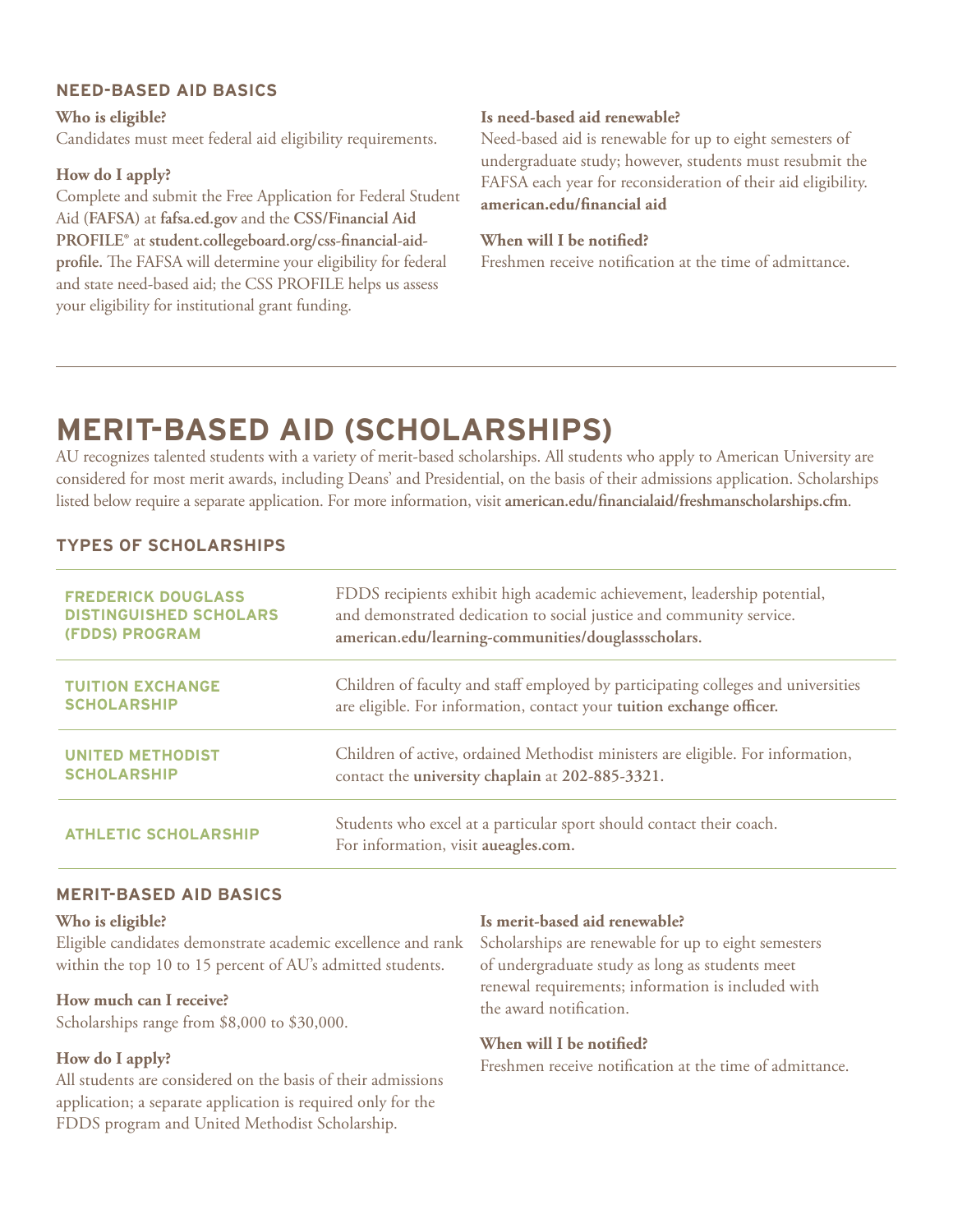### NEED-BASED AID BASICS

**Who is eligible?**
Candidates must meet federal aid eligibility requirements.

**How do I apply?**
Complete and submit the Free Application for Federal Student Aid (**FAFSA**) at **fafsa.ed.gov** and the **CSS/Financial Aid PROFILE®** at **student.collegeboard.org/css-financial-aid-profile.** The FAFSA will determine your eligibility for federal and state need-based aid; the CSS PROFILE helps us assess your eligibility for institutional grant funding.

**Is need-based aid renewable?**
Need-based aid is renewable for up to eight semesters of undergraduate study; however, students must resubmit the FAFSA each year for reconsideration of their aid eligibility. **american.edu/financial aid**

**When will I be notified?**
Freshmen receive notification at the time of admittance.

# MERIT-BASED AID (SCHOLARSHIPS)

AU recognizes talented students with a variety of merit-based scholarships. All students who apply to American University are considered for most merit awards, including Deans' and Presidential, on the basis of their admissions application. Scholarships listed below require a separate application. For more information, visit **american.edu/financialaid/freshmanscholarships.cfm**.

### TYPES OF SCHOLARSHIPS

| Scholarship | Description |
|---|---|
| **FREDERICK DOUGLASS DISTINGUISHED SCHOLARS (FDDS) PROGRAM** | FDDS recipients exhibit high academic achievement, leadership potential, and demonstrated dedication to social justice and community service. **american.edu/learning-communities/douglassscholars.** |
| **TUITION EXCHANGE SCHOLARSHIP** | Children of faculty and staff employed by participating colleges and universities are eligible. For information, contact your **tuition exchange officer.** |
| **UNITED METHODIST SCHOLARSHIP** | Children of active, ordained Methodist ministers are eligible. For information, contact the **university chaplain** at **202-885-3321.** |
| **ATHLETIC SCHOLARSHIP** | Students who excel at a particular sport should contact their coach. For information, visit **aueagles.com.** |

### MERIT-BASED AID BASICS

**Who is eligible?**
Eligible candidates demonstrate academic excellence and rank within the top 10 to 15 percent of AU's admitted students.

**How much can I receive?**
Scholarships range from $8,000 to $30,000.

**How do I apply?**
All students are considered on the basis of their admissions application; a separate application is required only for the FDDS program and United Methodist Scholarship.

**Is merit-based aid renewable?**
Scholarships are renewable for up to eight semesters of undergraduate study as long as students meet renewal requirements; information is included with the award notification.

**When will I be notified?**
Freshmen receive notification at the time of admittance.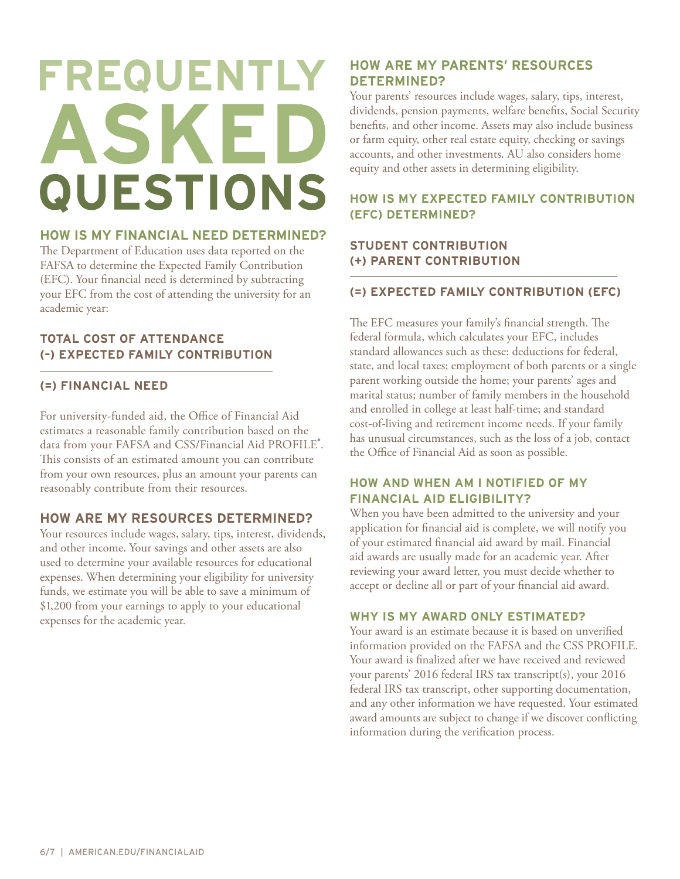# FREQUENTLY ASKED QUESTIONS

## HOW IS MY FINANCIAL NEED DETERMINED?

The Department of Education uses data reported on the FAFSA to determine the Expected Family Contribution (EFC). Your financial need is determined by subtracting your EFC from the cost of attending the university for an academic year:

**TOTAL COST OF ATTENDANCE**
**(–) EXPECTED FAMILY CONTRIBUTION**

---

**(=) FINANCIAL NEED**

For university-funded aid, the Office of Financial Aid estimates a reasonable family contribution based on the data from your FAFSA and CSS/Financial Aid PROFILE®. This consists of an estimated amount you can contribute from your own resources, plus an amount your parents can reasonably contribute from their resources.

## HOW ARE MY RESOURCES DETERMINED?

Your resources include wages, salary, tips, interest, dividends, and other income. Your savings and other assets are also used to determine your available resources for educational expenses. When determining your eligibility for university funds, we estimate you will be able to save a minimum of $1,200 from your earnings to apply to your educational expenses for the academic year.

## HOW ARE MY PARENTS' RESOURCES DETERMINED?

Your parents' resources include wages, salary, tips, interest, dividends, pension payments, welfare benefits, Social Security benefits, and other income. Assets may also include business or farm equity, other real estate equity, checking or savings accounts, and other investments. AU also considers home equity and other assets in determining eligibility.

## HOW IS MY EXPECTED FAMILY CONTRIBUTION (EFC) DETERMINED?

**STUDENT CONTRIBUTION**
**(+) PARENT CONTRIBUTION**

---

**(=) EXPECTED FAMILY CONTRIBUTION (EFC)**

The EFC measures your family's financial strength. The federal formula, which calculates your EFC, includes standard allowances such as these: deductions for federal, state, and local taxes; employment of both parents or a single parent working outside the home; your parents' ages and marital status; number of family members in the household and enrolled in college at least half-time; and standard cost-of-living and retirement income needs. If your family has unusual circumstances, such as the loss of a job, contact the Office of Financial Aid as soon as possible.

## HOW AND WHEN AM I NOTIFIED OF MY FINANCIAL AID ELIGIBILITY?

When you have been admitted to the university and your application for financial aid is complete, we will notify you of your estimated financial aid award by mail. Financial aid awards are usually made for an academic year. After reviewing your award letter, you must decide whether to accept or decline all or part of your financial aid award.

## WHY IS MY AWARD ONLY ESTIMATED?

Your award is an estimate because it is based on unverified information provided on the FAFSA and the CSS PROFILE. Your award is finalized after we have received and reviewed your parents' 2016 federal IRS tax transcript(s), your 2016 federal IRS tax transcript, other supporting documentation, and any other information we have requested. Your estimated award amounts are subject to change if we discover conflicting information during the verification process.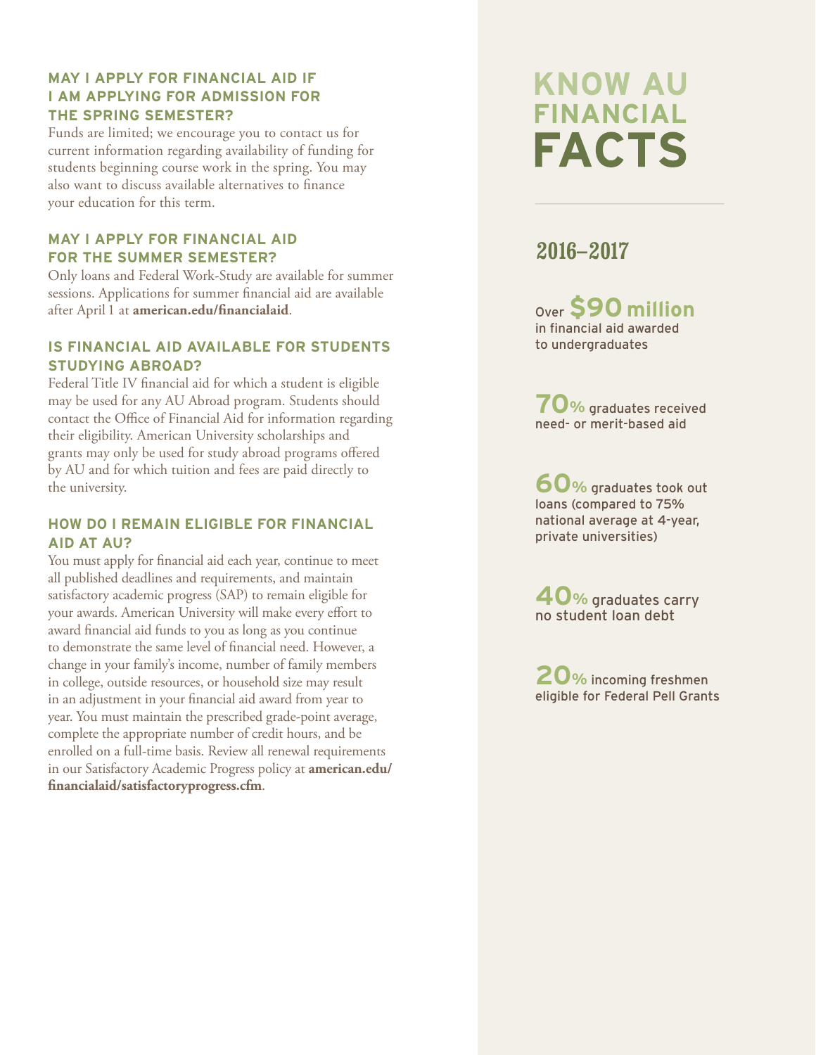### MAY I APPLY FOR FINANCIAL AID IF I AM APPLYING FOR ADMISSION FOR THE SPRING SEMESTER?

Funds are limited; we encourage you to contact us for current information regarding availability of funding for students beginning course work in the spring. You may also want to discuss available alternatives to finance your education for this term.

### MAY I APPLY FOR FINANCIAL AID FOR THE SUMMER SEMESTER?

Only loans and Federal Work-Study are available for summer sessions. Applications for summer financial aid are available after April 1 at **american.edu/financialaid**.

### IS FINANCIAL AID AVAILABLE FOR STUDENTS STUDYING ABROAD?

Federal Title IV financial aid for which a student is eligible may be used for any AU Abroad program. Students should contact the Office of Financial Aid for information regarding their eligibility. American University scholarships and grants may only be used for study abroad programs offered by AU and for which tuition and fees are paid directly to the university.

### HOW DO I REMAIN ELIGIBLE FOR FINANCIAL AID AT AU?

You must apply for financial aid each year, continue to meet all published deadlines and requirements, and maintain satisfactory academic progress (SAP) to remain eligible for your awards. American University will make every effort to award financial aid funds to you as long as you continue to demonstrate the same level of financial need. However, a change in your family's income, number of family members in college, outside resources, or household size may result in an adjustment in your financial aid award from year to year. You must maintain the prescribed grade-point average, complete the appropriate number of credit hours, and be enrolled on a full-time basis. Review all renewal requirements in our Satisfactory Academic Progress policy at **american.edu/financialaid/satisfactoryprogress.cfm**.

# KNOW AU FINANCIAL FACTS

## 2016–2017

Over **$90 million** in financial aid awarded to undergraduates

**70%** graduates received need- or merit-based aid

**60%** graduates took out loans (compared to 75% national average at 4-year, private universities)

**40%** graduates carry no student loan debt

**20%** incoming freshmen eligible for Federal Pell Grants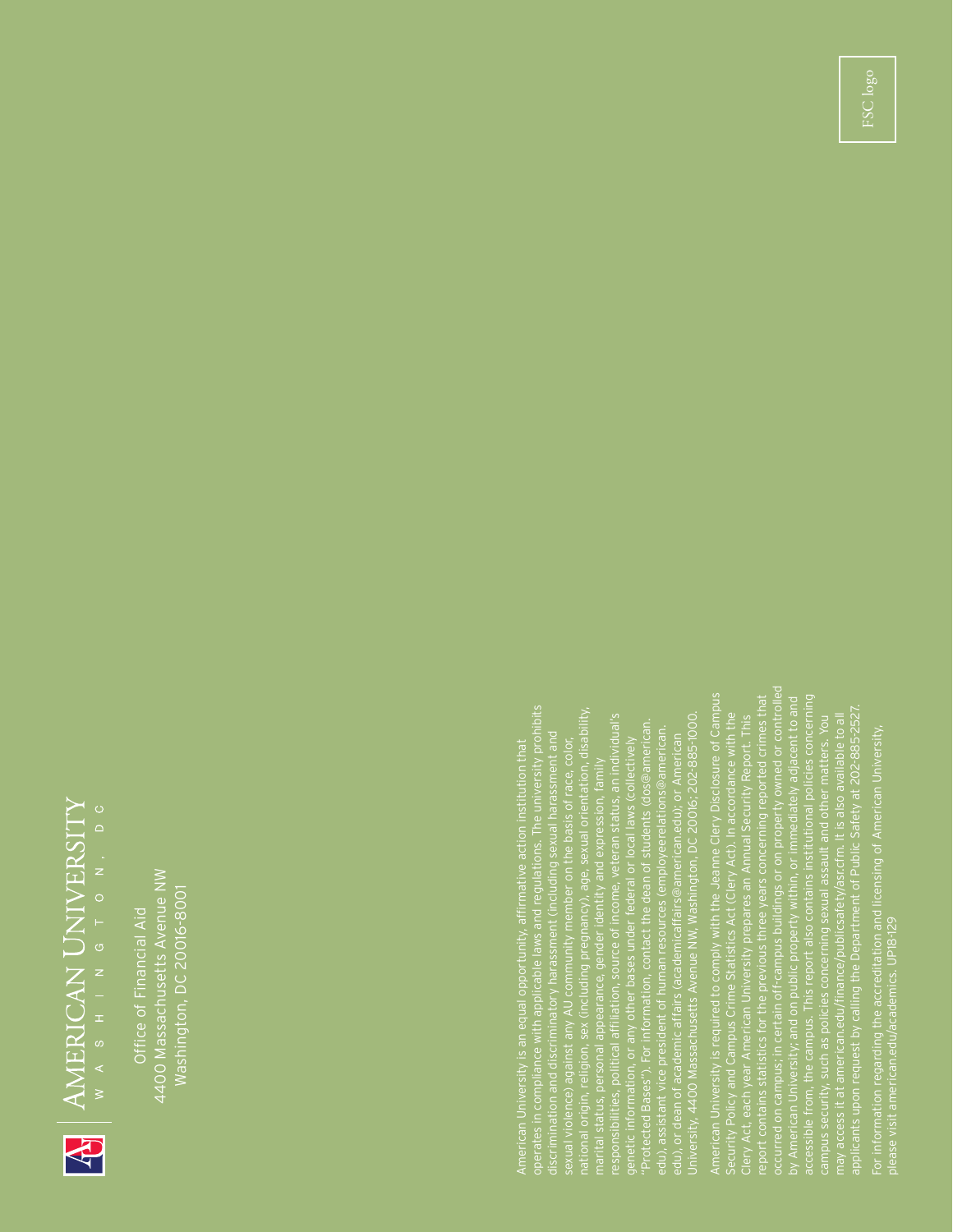AMERICAN UNIVERSITY
W A S H I N G T O N , D C

Office of Financial Aid
4400 Massachusetts Avenue NW
Washington, DC 20016-8001

FSC logo

American University is an equal opportunity, affirmative action institution that operates in compliance with applicable laws and regulations. The university prohibits discrimination and discriminatory harassment (including sexual harassment and sexual violence) against any AU community member on the basis of race, color, national origin, religion, sex (including pregnancy), age, sexual orientation, disability, marital status, personal appearance, gender identity and expression, family responsibilities, political affiliation, source of income, veteran status, an individual's genetic information, or any other bases under federal or local laws (collectively "Protected Bases"). For information, contact the dean of students (dos@american.edu), assistant vice president of human resources (employeerelations@american.edu), or dean of academic affairs (academicaffairs@american.edu); or American University, 4400 Massachusetts Avenue NW, Washington, DC 20016; 202-885-1000.

American University is required to comply with the Jeanne Clery Disclosure of Campus Security Policy and Campus Crime Statistics Act (Clery Act). In accordance with the Clery Act, each year American University prepares an Annual Security Report. This report contains statistics for the previous three years concerning reported crimes that occurred on campus; in certain off-campus buildings or on property owned or controlled by American University; and on public property within, or immediately adjacent to and accessible from, the campus. This report also contains institutional policies concerning campus security, such as policies concerning sexual assault and other matters. You may access it at american.edu/finance/publicsafety/asr.cfm. It is also available to all applicants upon request by calling the Department of Public Safety at 202-885-2527.

For information regarding the accreditation and licensing of American University, please visit american.edu/academics. UP18-129